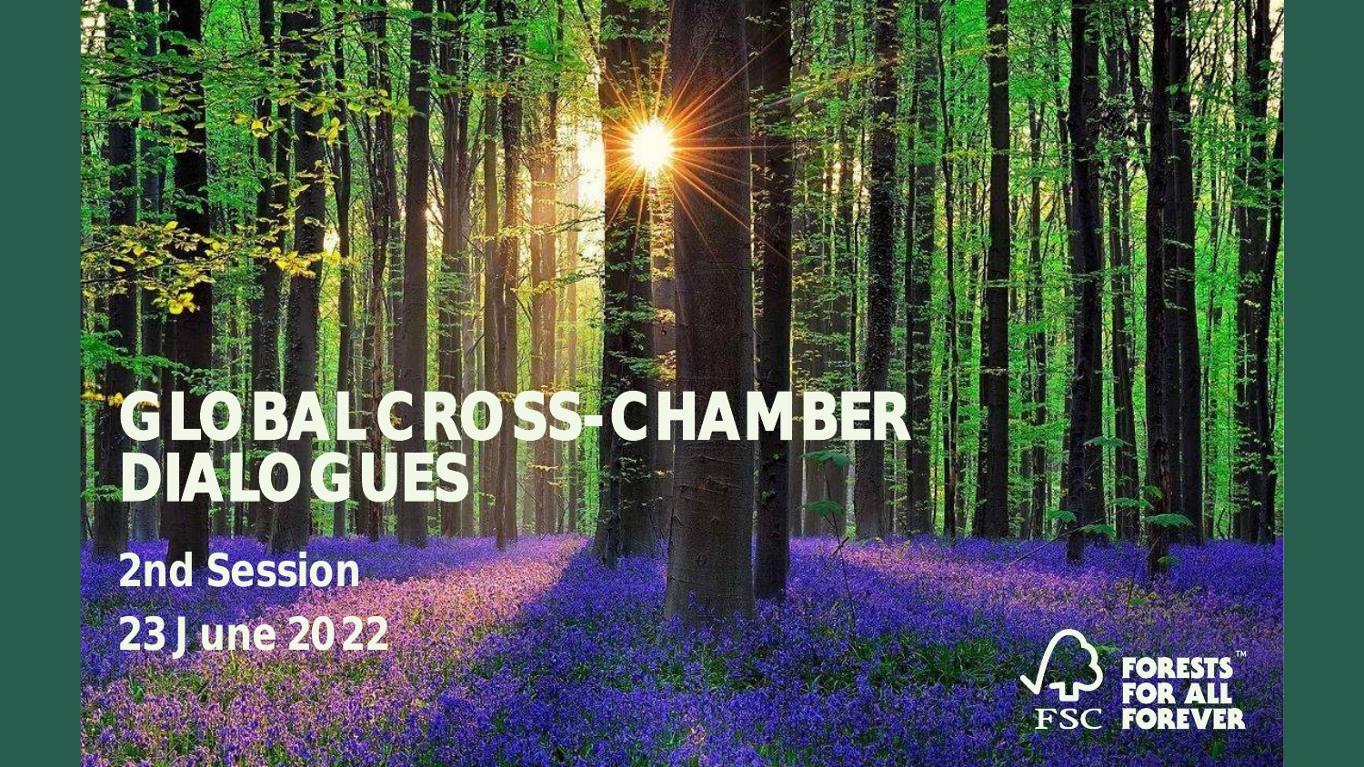# GLOBAL CROSS-CHAMBER DIALOGUES

**2nd Session**

**23 June 2022**

FSC FORESTS FOR ALL FOREVER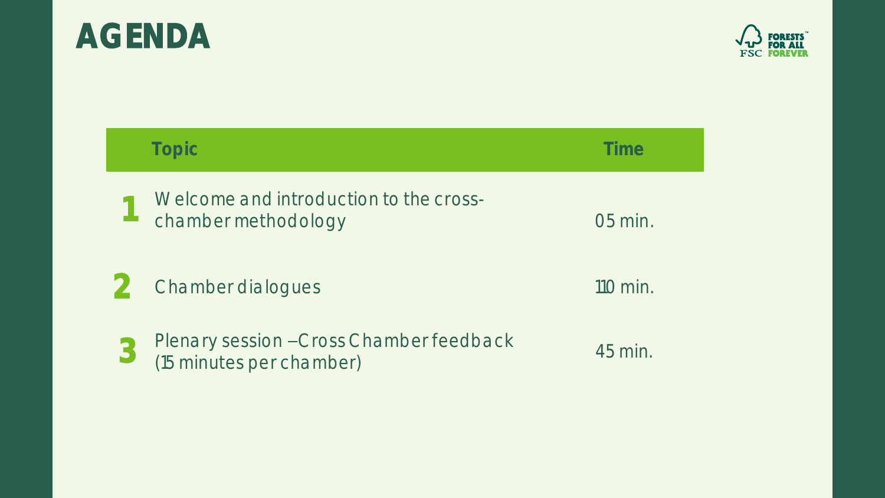# AGENDA

| | Topic | Time |
|---|---|---|
| 1 | Welcome and introduction to the cross-chamber methodology | 05 min. |
| 2 | Chamber dialogues | 110 min. |
| 3 | Plenary session – Cross Chamber feedback (15 minutes per chamber) | 45 min. |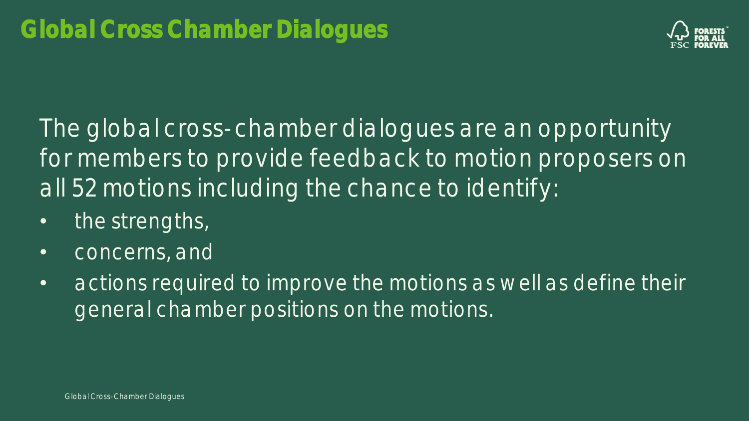# Global Cross Chamber Dialogues

The global cross-chamber dialogues are an opportunity for members to provide feedback to motion proposers on all 52 motions including the chance to identify:

- the strengths,
- concerns, and
- actions required to improve the motions as well as define their general chamber positions on the motions.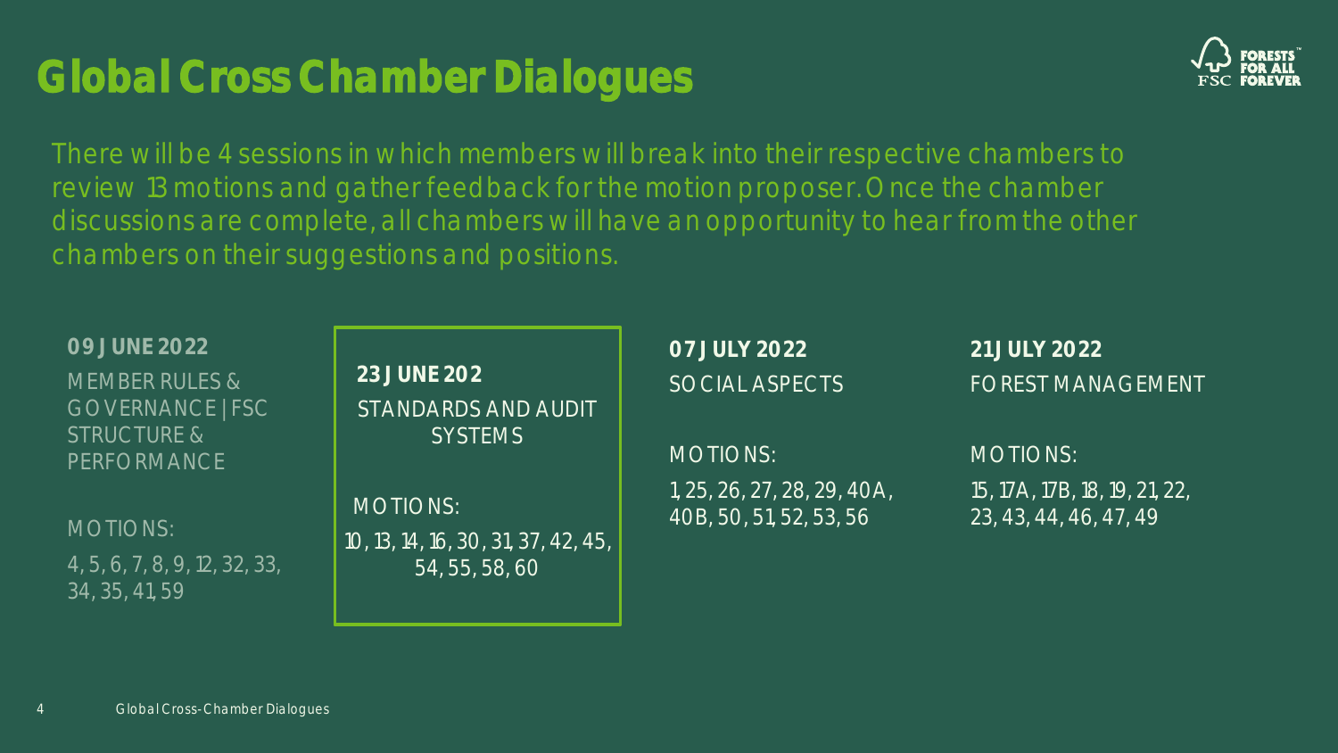# Global Cross Chamber Dialogues

There will be 4 sessions in which members will break into their respective chambers to review 13 motions and gather feedback for the motion proposer. Once the chamber discussions are complete, all chambers will have an opportunity to hear from the other chambers on their suggestions and positions.

**09 JUNE 2022**

MEMBER RULES & GOVERNANCE | FSC STRUCTURE & PERFORMANCE

MOTIONS:

4, 5, 6, 7, 8, 9, 12, 32, 33, 34, 35, 41, 59

**23 JUNE 202**

STANDARDS AND AUDIT SYSTEMS

MOTIONS:

10, 13, 14, 16, 30, 31, 37, 42, 45, 54, 55, 58, 60

**07 JULY 2022**

SOCIAL ASPECTS

MOTIONS:

1, 25, 26, 27, 28, 29, 40A, 40B, 50, 51, 52, 53, 56

**21 JULY 2022**

FOREST MANAGEMENT

MOTIONS:

15, 17A, 17B, 18, 19, 21, 22, 23, 43, 44, 46, 47, 49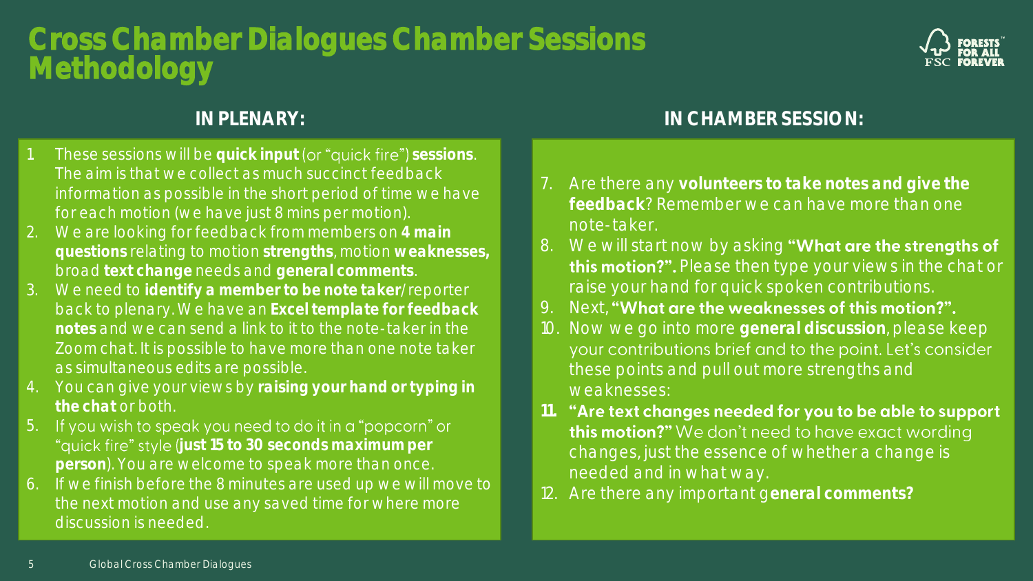# Cross Chamber Dialogues Chamber Sessions Methodology

## IN PLENARY:

1. These sessions will be **quick input** (or “quick fire”) **sessions**. The aim is that we collect as much succinct feedback information as possible in the short period of time we have for each motion (we have just 8 mins per motion).
2. We are looking for feedback from members on **4 main questions** relating to motion **strengths**, motion **weaknesses,** broad **text change** needs and **general comments**.
3. We need to **identify a member to be note taker**/reporter back to plenary. We have an **Excel template for feedback notes** and we can send a link to it to the note-taker in the Zoom chat. It is possible to have more than one note taker as simultaneous edits are possible.
4. You can give your views by **raising your hand or typing in the chat** or both.
5. If you wish to speak you need to do it in a “popcorn” or “quick fire” style (**just 15 to 30 seconds maximum per person**). You are welcome to speak more than once.
6. If we finish before the 8 minutes are used up we will move to the next motion and use any saved time for where more discussion is needed.

## IN CHAMBER SESSION:

7. Are there any **volunteers to take notes and give the feedback**? Remember we can have more than one note-taker.
8. We will start now by asking **“What are the strengths of this motion?”.** Please then type your views in the chat or raise your hand for quick spoken contributions.
9. Next, **“What are the weaknesses of this motion?”.**
10. Now we go into more **general discussion**, please keep your contributions brief and to the point. Let’s consider these points and pull out more strengths and weaknesses:
11. **“Are text changes needed for you to be able to support this motion?”** We don’t need to have exact wording changes, just the essence of whether a change is needed and in what way.
12. Are there any important g**eneral comments?**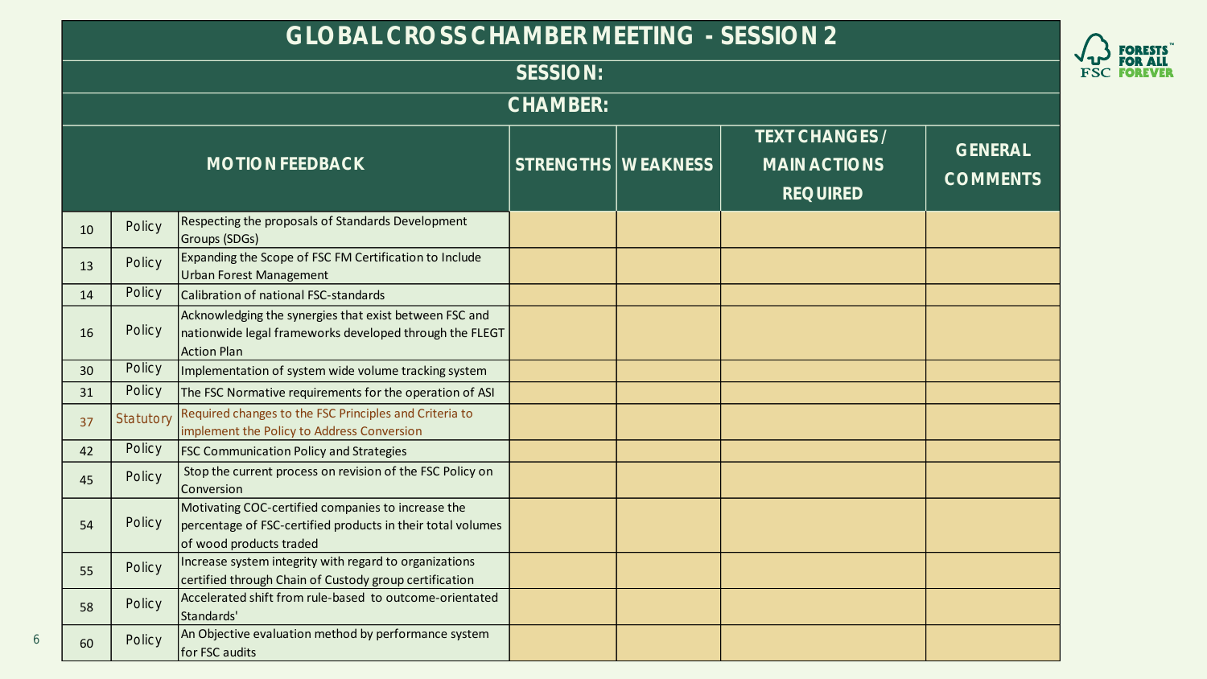# GLOBAL CROSS CHAMBER MEETING - SESSION 2

**SESSION:**

**CHAMBER:**

| MOTION FEEDBACK | | | STRENGTHS | WEAKNESS | TEXT CHANGES / MAIN ACTIONS REQUIRED | GENERAL COMMENTS |
|---|---|---|---|---|---|---|
| 10 | Policy | Respecting the proposals of Standards Development Groups (SDGs) | | | | |
| 13 | Policy | Expanding the Scope of FSC FM Certification to Include Urban Forest Management | | | | |
| 14 | Policy | Calibration of national FSC-standards | | | | |
| 16 | Policy | Acknowledging the synergies that exist between FSC and nationwide legal frameworks developed through the FLEGT Action Plan | | | | |
| 30 | Policy | Implementation of system wide volume tracking system | | | | |
| 31 | Policy | The FSC Normative requirements for the operation of ASI | | | | |
| 37 | Statutory | Required changes to the FSC Principles and Criteria to implement the Policy to Address Conversion | | | | |
| 42 | Policy | FSC Communication Policy and Strategies | | | | |
| 45 | Policy | Stop the current process on revision of the FSC Policy on Conversion | | | | |
| 54 | Policy | Motivating COC-certified companies to increase the percentage of FSC-certified products in their total volumes of wood products traded | | | | |
| 55 | Policy | Increase system integrity with regard to organizations certified through Chain of Custody group certification | | | | |
| 58 | Policy | Accelerated shift from rule-based to outcome-orientated Standards' | | | | |
| 60 | Policy | An Objective evaluation method by performance system for FSC audits | | | | |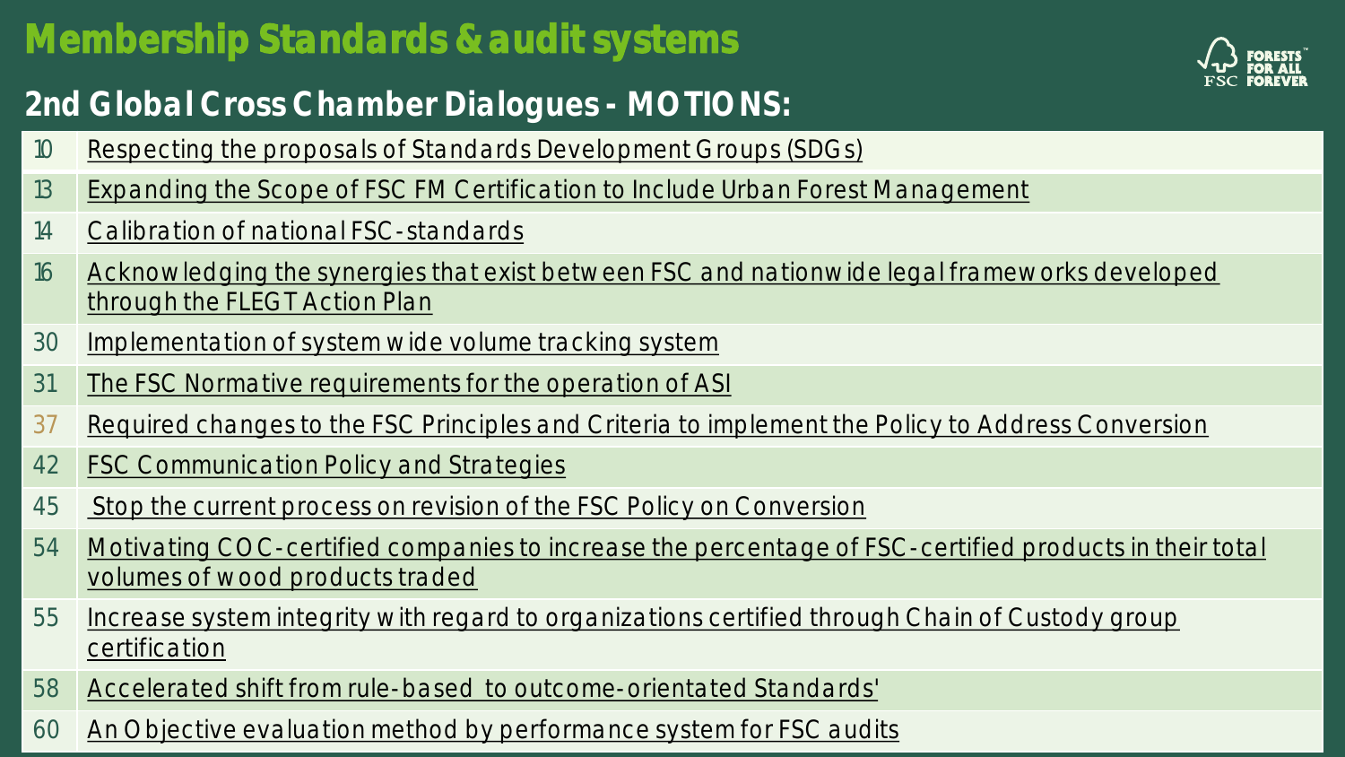# Membership Standards & audit systems

## 2nd Global Cross Chamber Dialogues - MOTIONS:

| | |
|---|---|
| 10 | Respecting the proposals of Standards Development Groups (SDGs) |
| 13 | Expanding the Scope of FSC FM Certification to Include Urban Forest Management |
| 14 | Calibration of national FSC-standards |
| 16 | Acknowledging the synergies that exist between FSC and nationwide legal frameworks developed through the FLEGT Action Plan |
| 30 | Implementation of system wide volume tracking system |
| 31 | The FSC Normative requirements for the operation of ASI |
| 37 | Required changes to the FSC Principles and Criteria to implement the Policy to Address Conversion |
| 42 | FSC Communication Policy and Strategies |
| 45 | Stop the current process on revision of the FSC Policy on Conversion |
| 54 | Motivating COC-certified companies to increase the percentage of FSC-certified products in their total volumes of wood products traded |
| 55 | Increase system integrity with regard to organizations certified through Chain of Custody group certification |
| 58 | Accelerated shift from rule-based to outcome-orientated Standards' |
| 60 | An Objective evaluation method by performance system for FSC audits |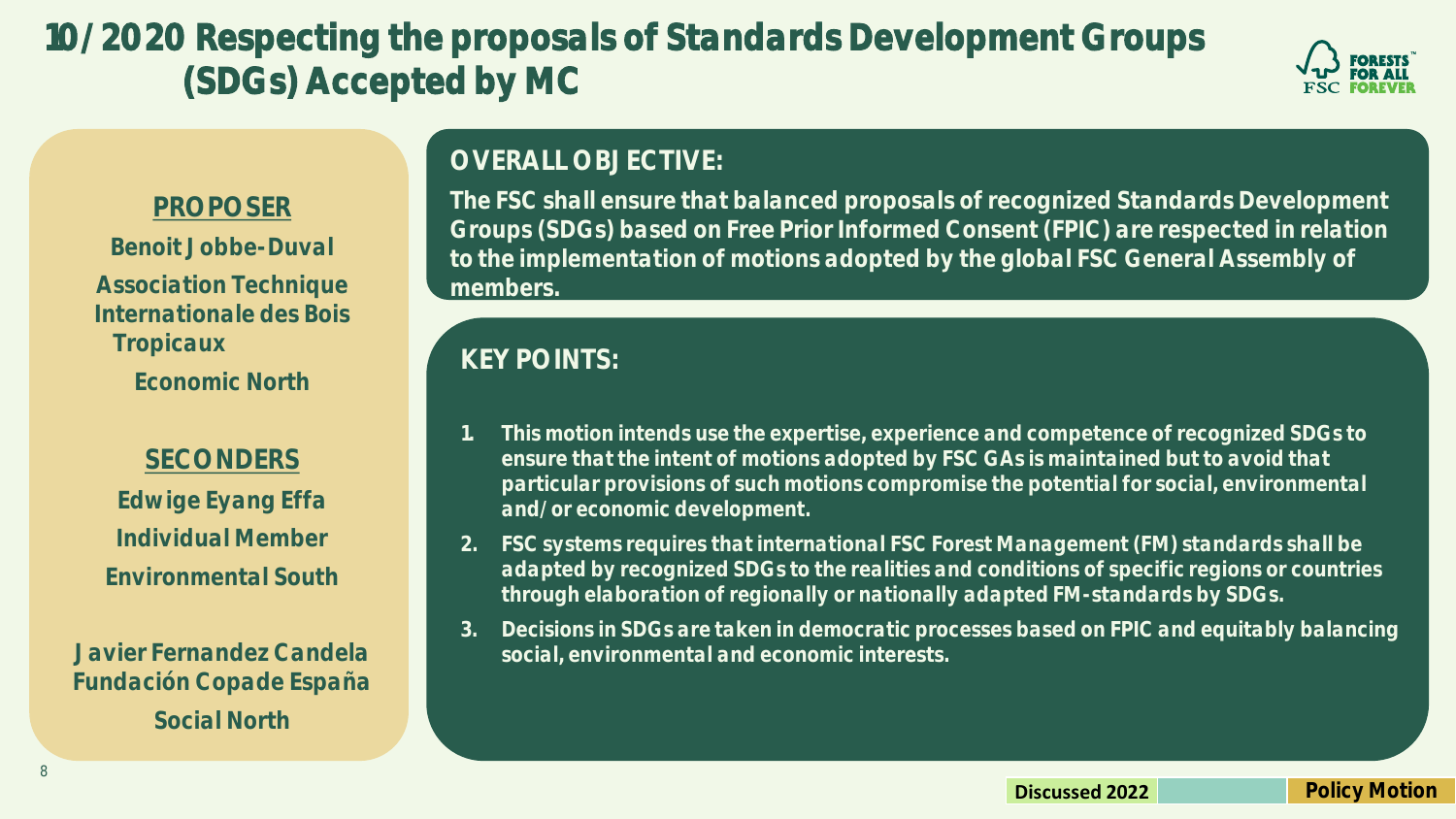# 10/2020 Respecting the proposals of Standards Development Groups (SDGs) Accepted by MC

**PROPOSER**

Benoit Jobbe-Duval
Association Technique Internationale des Bois Tropicaux
Economic North

**SECONDERS**

Edwige Eyang Effa
Individual Member
Environmental South

Javier Fernandez Candela
Fundación Copade España
Social North

## OVERALL OBJECTIVE:

The FSC shall ensure that balanced proposals of recognized Standards Development Groups (SDGs) based on Free Prior Informed Consent (FPIC) are respected in relation to the implementation of motions adopted by the global FSC General Assembly of members.

## KEY POINTS:

1. This motion intends use the expertise, experience and competence of recognized SDGs to ensure that the intent of motions adopted by FSC GAs is maintained but to avoid that particular provisions of such motions compromise the potential for social, environmental and/or economic development.
2. FSC systems requires that international FSC Forest Management (FM) standards shall be adapted by recognized SDGs to the realities and conditions of specific regions or countries through elaboration of regionally or nationally adapted FM-standards by SDGs.
3. Decisions in SDGs are taken in democratic processes based on FPIC and equitably balancing social, environmental and economic interests.

Discussed 2022 | Policy Motion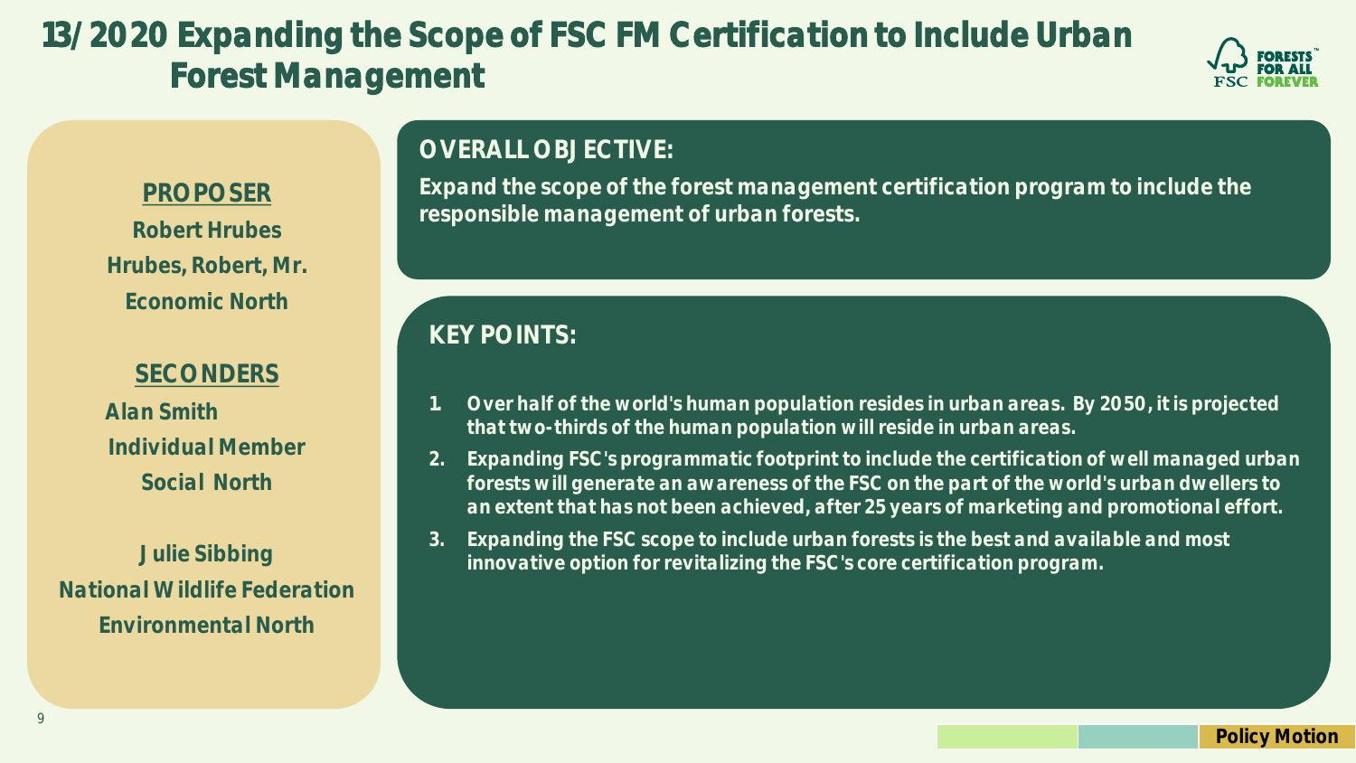# 13/2020 Expanding the Scope of FSC FM Certification to Include Urban Forest Management

**PROPOSER**

**Robert Hrubes**
**Hrubes, Robert, Mr.**
**Economic North**

**SECONDERS**

**Alan Smith**
**Individual Member**
**Social North**

**Julie Sibbing**
**National Wildlife Federation**
**Environmental North**

## OVERALL OBJECTIVE:

**Expand the scope of the forest management certification program to include the responsible management of urban forests.**

## KEY POINTS:

1. **Over half of the world's human population resides in urban areas. By 2050, it is projected that two-thirds of the human population will reside in urban areas.**
2. **Expanding FSC's programmatic footprint to include the certification of well managed urban forests will generate an awareness of the FSC on the part of the world's urban dwellers to an extent that has not been achieved, after 25 years of marketing and promotional effort.**
3. **Expanding the FSC scope to include urban forests is the best and available and most innovative option for revitalizing the FSC's core certification program.**

**Policy Motion**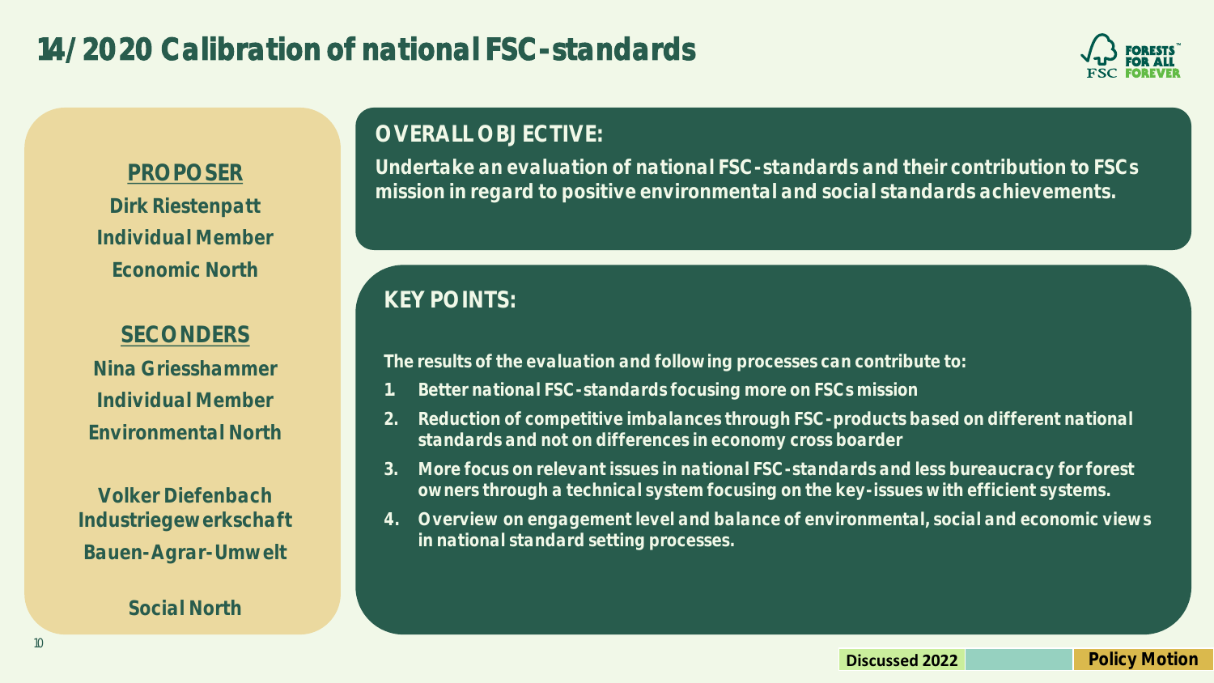# 14/2020 Calibration of national FSC-standards

**PROPOSER**

**Dirk Riestenpatt**
**Individual Member**
**Economic North**

**SECONDERS**

**Nina Griesshammer**
**Individual Member**
**Environmental North**

**Volker Diefenbach**
**Industriegewerkschaft Bauen-Agrar-Umwelt**

**Social North**

## OVERALL OBJECTIVE:

**Undertake an evaluation of national FSC-standards and their contribution to FSCs mission in regard to positive environmental and social standards achievements.**

## KEY POINTS:

**The results of the evaluation and following processes can contribute to:**

1. **Better national FSC-standards focusing more on FSCs mission**
2. **Reduction of competitive imbalances through FSC-products based on different national standards and not on differences in economy cross boarder**
3. **More focus on relevant issues in national FSC-standards and less bureaucracy for forest owners through a technical system focusing on the key-issues with efficient systems.**
4. **Overview on engagement level and balance of environmental, social and economic views in national standard setting processes.**

Discussed 2022 | Policy Motion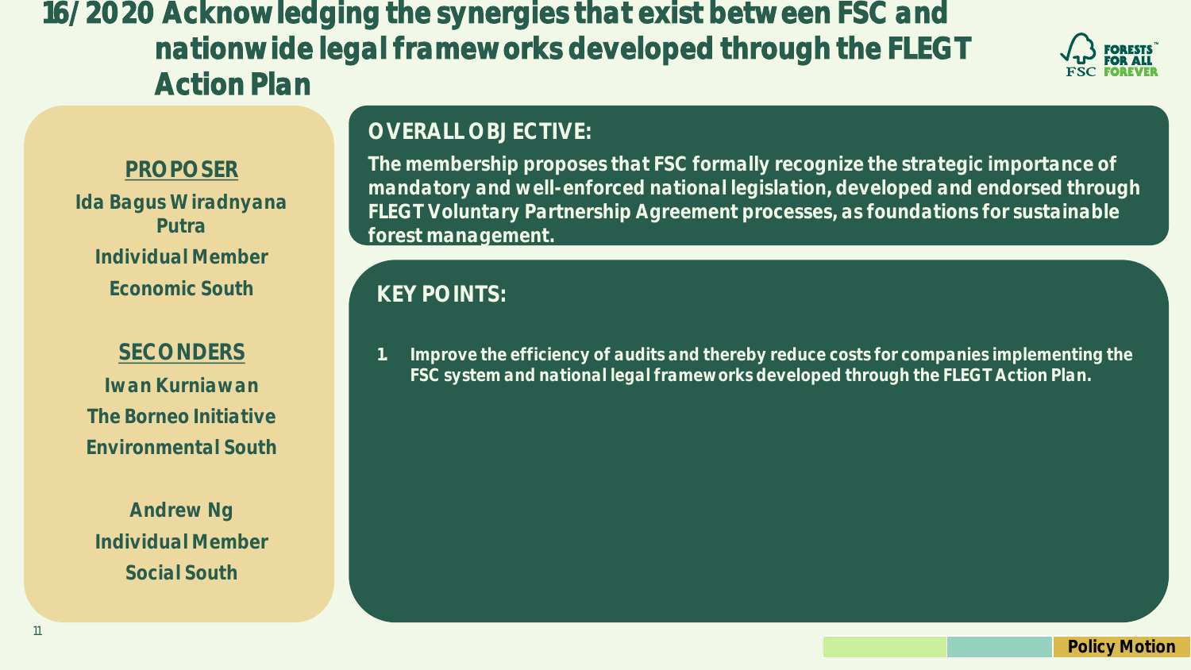# 16/2020 Acknowledging the synergies that exist between FSC and nationwide legal frameworks developed through the FLEGT Action Plan

**PROPOSER**

**Ida Bagus Wiradnyana Putra**
**Individual Member**
**Economic South**

**SECONDERS**

**Iwan Kurniawan**
**The Borneo Initiative**
**Environmental South**

**Andrew Ng**
**Individual Member**
**Social South**

## OVERALL OBJECTIVE:

**The membership proposes that FSC formally recognize the strategic importance of mandatory and well-enforced national legislation, developed and endorsed through FLEGT Voluntary Partnership Agreement processes, as foundations for sustainable forest management.**

## KEY POINTS:

1. **Improve the efficiency of audits and thereby reduce costs for companies implementing the FSC system and national legal frameworks developed through the FLEGT Action Plan.**

Policy Motion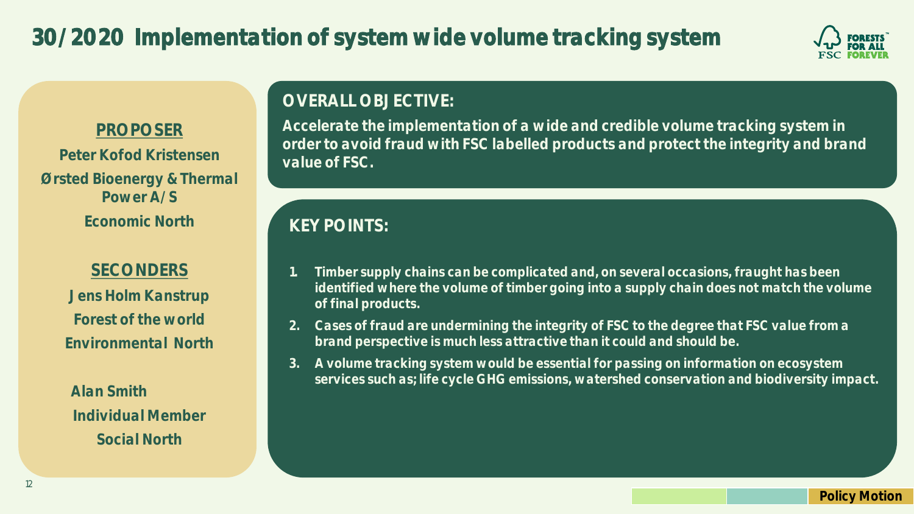# 30/2020 Implementation of system wide volume tracking system

**PROPOSER**

**Peter Kofod Kristensen**

**Ørsted Bioenergy & Thermal Power A/S**

**Economic North**

**SECONDERS**

**Jens Holm Kanstrup**

**Forest of the world**

**Environmental North**

**Alan Smith**

**Individual Member**

**Social North**

## OVERALL OBJECTIVE:

**Accelerate the implementation of a wide and credible volume tracking system in order to avoid fraud with FSC labelled products and protect the integrity and brand value of FSC.**

## KEY POINTS:

1. **Timber supply chains can be complicated and, on several occasions, fraught has been identified where the volume of timber going into a supply chain does not match the volume of final products.**
2. **Cases of fraud are undermining the integrity of FSC to the degree that FSC value from a brand perspective is much less attractive than it could and should be.**
3. **A volume tracking system would be essential for passing on information on ecosystem services such as; life cycle GHG emissions, watershed conservation and biodiversity impact.**

Policy Motion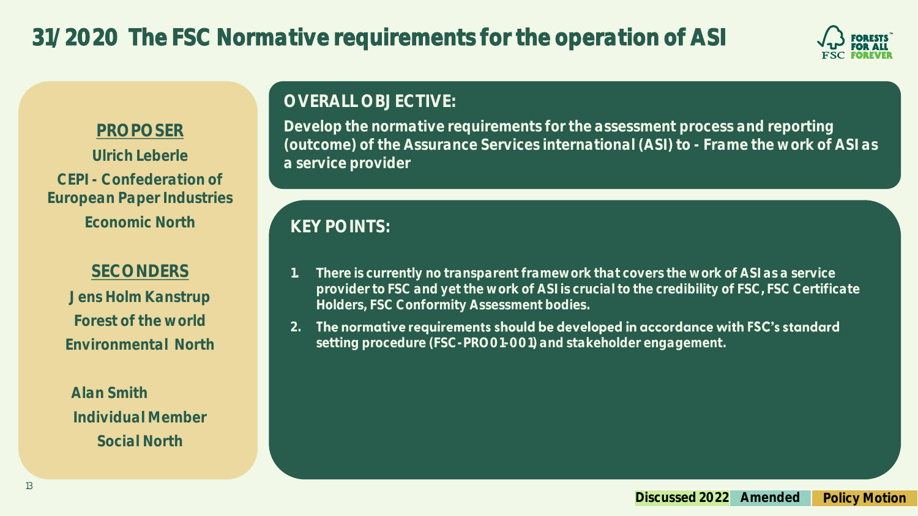# 31/2020 The FSC Normative requirements for the operation of ASI

**PROPOSER**

Ulrich Leberle
CEPI - Confederation of European Paper Industries
Economic North

**SECONDERS**

Jens Holm Kanstrup
Forest of the world
Environmental North

Alan Smith
Individual Member
Social North

## OVERALL OBJECTIVE:

Develop the normative requirements for the assessment process and reporting (outcome) of the Assurance Services international (ASI) to - Frame the work of ASI as a service provider

## KEY POINTS:

1. There is currently no transparent framework that covers the work of ASI as a service provider to FSC and yet the work of ASI is crucial to the credibility of FSC, FSC Certificate Holders, FSC Conformity Assessment bodies.
2. The normative requirements should be developed in accordance with FSC's standard setting procedure (FSC-PRO 01-001) and stakeholder engagement.

Discussed 2022 | Amended | Policy Motion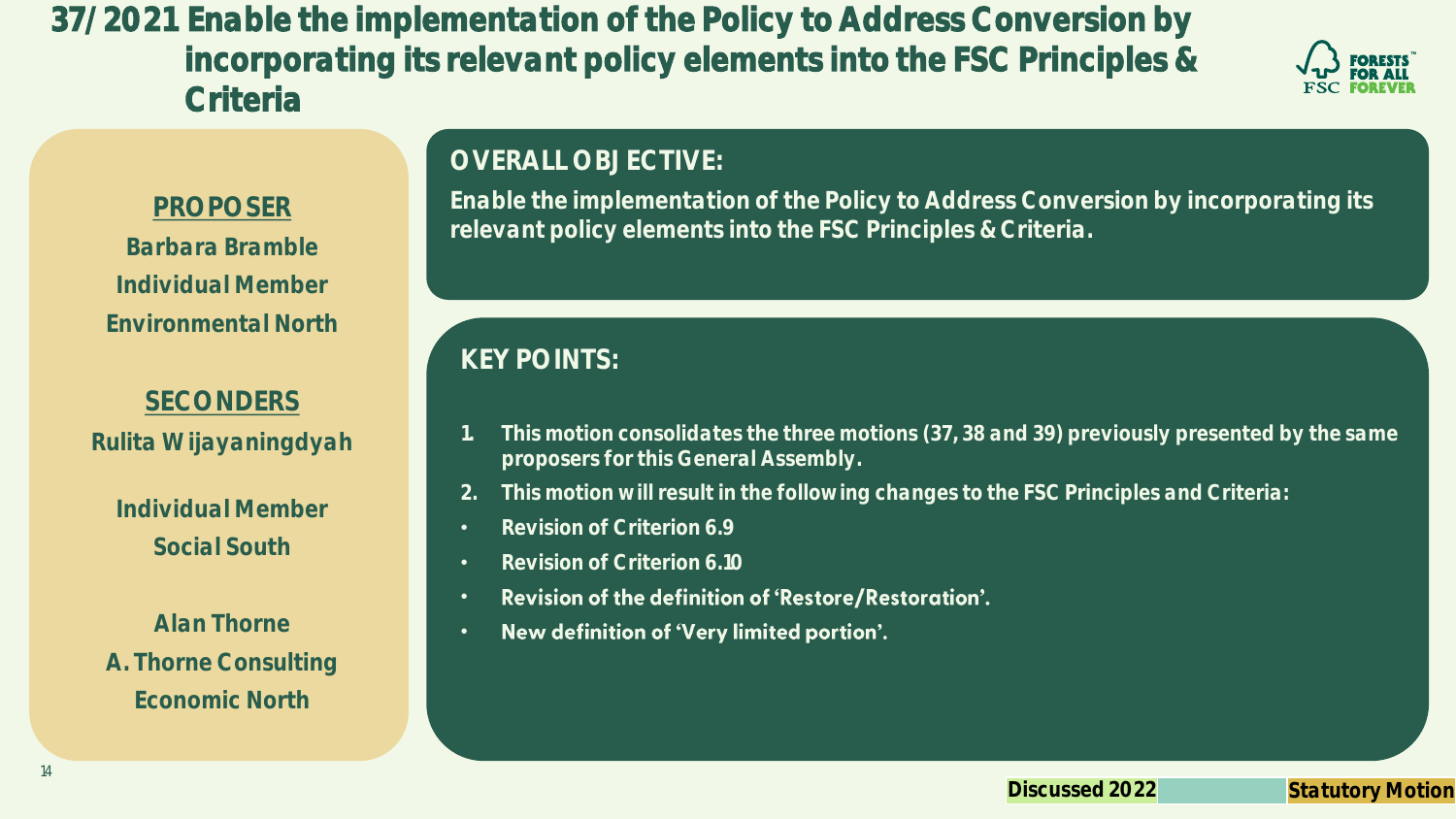# 37/2021 Enable the implementation of the Policy to Address Conversion by incorporating its relevant policy elements into the FSC Principles & Criteria

FORESTS FOR ALL FOREVER

FSC

**PROPOSER**

**Barbara Bramble**
**Individual Member**
**Environmental North**

**SECONDERS**

**Rulita Wijayaningdyah**

**Individual Member**
**Social South**

**Alan Thorne**
**A. Thorne Consulting**
**Economic North**

## OVERALL OBJECTIVE:

**Enable the implementation of the Policy to Address Conversion by incorporating its relevant policy elements into the FSC Principles & Criteria.**

## KEY POINTS:

1. **This motion consolidates the three motions (37, 38 and 39) previously presented by the same proposers for this General Assembly.**
2. **This motion will result in the following changes to the FSC Principles and Criteria:**

- **Revision of Criterion 6.9**
- **Revision of Criterion 6.10**
- **Revision of the definition of 'Restore/Restoration'.**
- **New definition of 'Very limited portion'.**

**Discussed 2022** | **Statutory Motion**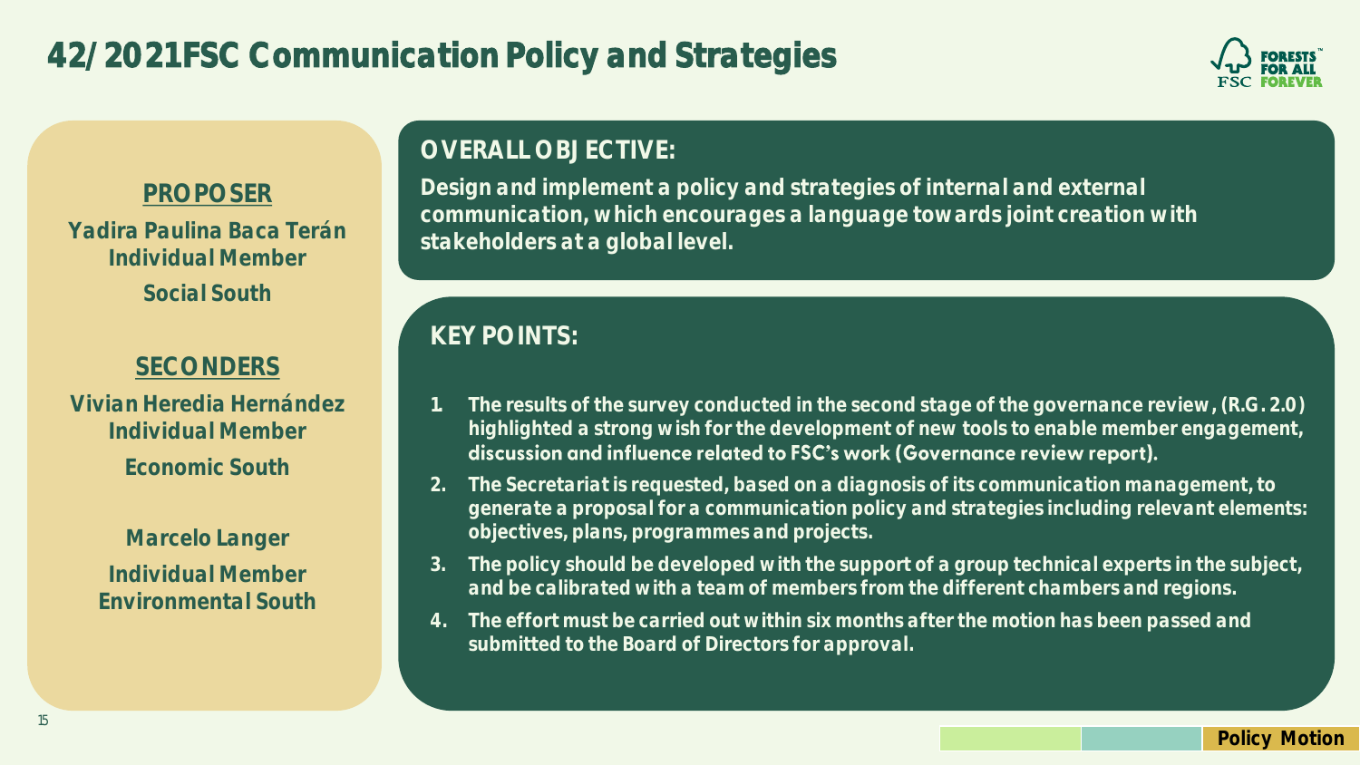# 42/2021FSC Communication Policy and Strategies

**PROPOSER**

Yadira Paulina Baca Terán
Individual Member
Social South

**SECONDERS**

Vivian Heredia Hernández
Individual Member
Economic South

Marcelo Langer
Individual Member
Environmental South

## OVERALL OBJECTIVE:

Design and implement a policy and strategies of internal and external communication, which encourages a language towards joint creation with stakeholders at a global level.

## KEY POINTS:

1. The results of the survey conducted in the second stage of the governance review, (R.G. 2.0) highlighted a strong wish for the development of new tools to enable member engagement, discussion and influence related to FSC's work (Governance review report).
2. The Secretariat is requested, based on a diagnosis of its communication management, to generate a proposal for a communication policy and strategies including relevant elements: objectives, plans, programmes and projects.
3. The policy should be developed with the support of a group technical experts in the subject, and be calibrated with a team of members from the different chambers and regions.
4. The effort must be carried out within six months after the motion has been passed and submitted to the Board of Directors for approval.

Policy Motion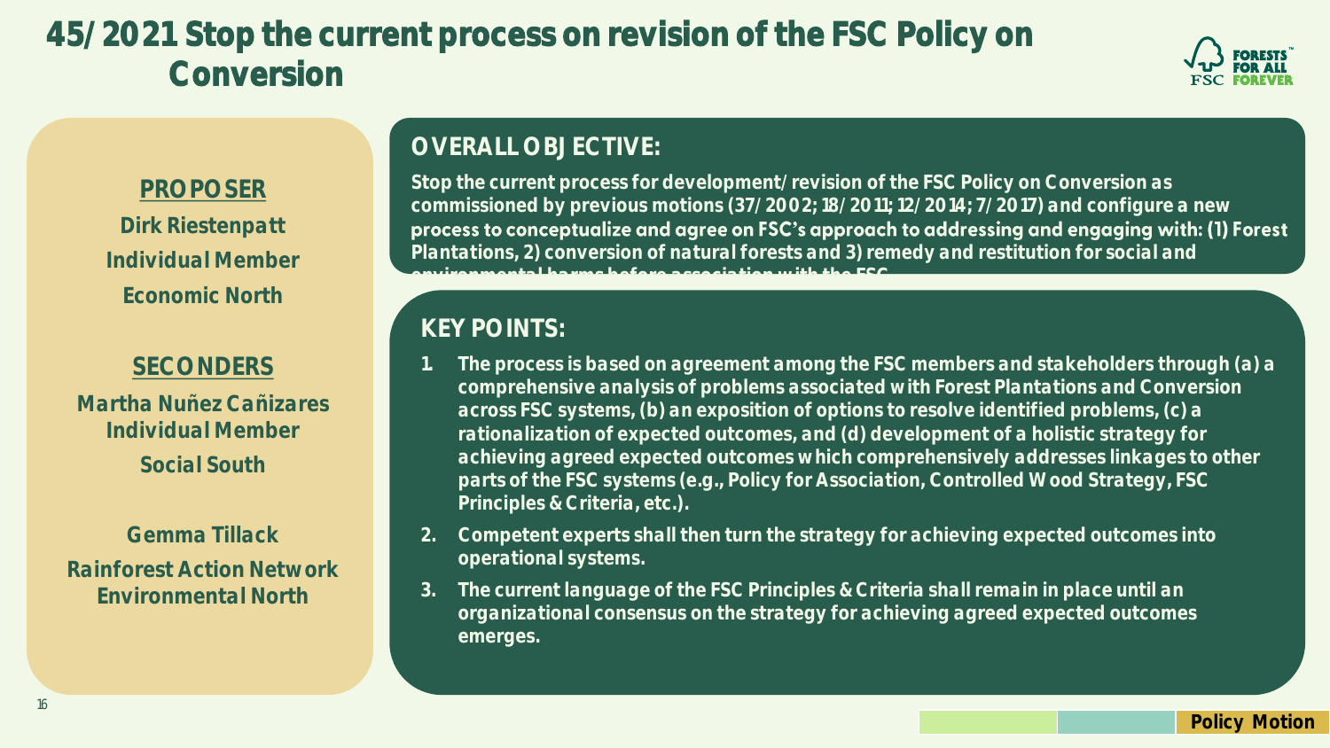# 45/2021 Stop the current process on revision of the FSC Policy on Conversion

## PROPOSER

Dirk Riestenpatt
Individual Member
Economic North

## SECONDERS

Martha Nuñez Cañizares
Individual Member
Social South

Gemma Tillack
Rainforest Action Network
Environmental North

## OVERALL OBJECTIVE:

Stop the current process for development/revision of the FSC Policy on Conversion as commissioned by previous motions (37/2002; 18/2011; 12/2014; 7/2017) and configure a new process to conceptualize and agree on FSC's approach to addressing and engaging with: (1) Forest Plantations, 2) conversion of natural forests and 3) remedy and restitution for social and environmental harms before association with the FSC

## KEY POINTS:

1. The process is based on agreement among the FSC members and stakeholders through (a) a comprehensive analysis of problems associated with Forest Plantations and Conversion across FSC systems, (b) an exposition of options to resolve identified problems, (c) a rationalization of expected outcomes, and (d) development of a holistic strategy for achieving agreed expected outcomes which comprehensively addresses linkages to other parts of the FSC systems (e.g., Policy for Association, Controlled Wood Strategy, FSC Principles & Criteria, etc.).
2. Competent experts shall then turn the strategy for achieving expected outcomes into operational systems.
3. The current language of the FSC Principles & Criteria shall remain in place until an organizational consensus on the strategy for achieving agreed expected outcomes emerges.

Policy Motion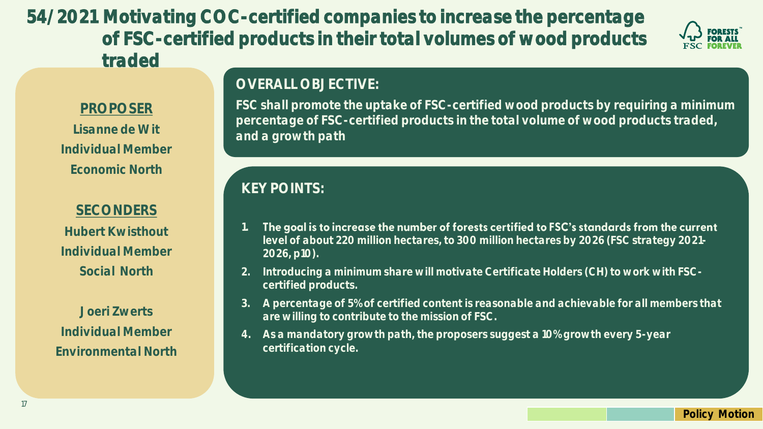# 54/2021 Motivating COC-certified companies to increase the percentage of FSC-certified products in their total volumes of wood products traded

**PROPOSER**

Lisanne de Wit
Individual Member
Economic North

**SECONDERS**

Hubert Kwisthout
Individual Member
Social North

Joeri Zwerts
Individual Member
Environmental North

## OVERALL OBJECTIVE:

FSC shall promote the uptake of FSC-certified wood products by requiring a minimum percentage of FSC-certified products in the total volume of wood products traded, and a growth path

## KEY POINTS:

1. The goal is to increase the number of forests certified to FSC's standards from the current level of about 220 million hectares, to 300 million hectares by 2026 (FSC strategy 2021-2026, p10).
2. Introducing a minimum share will motivate Certificate Holders (CH) to work with FSC-certified products.
3. A percentage of 5% of certified content is reasonable and achievable for all members that are willing to contribute to the mission of FSC.
4. As a mandatory growth path, the proposers suggest a 10% growth every 5-year certification cycle.

Policy Motion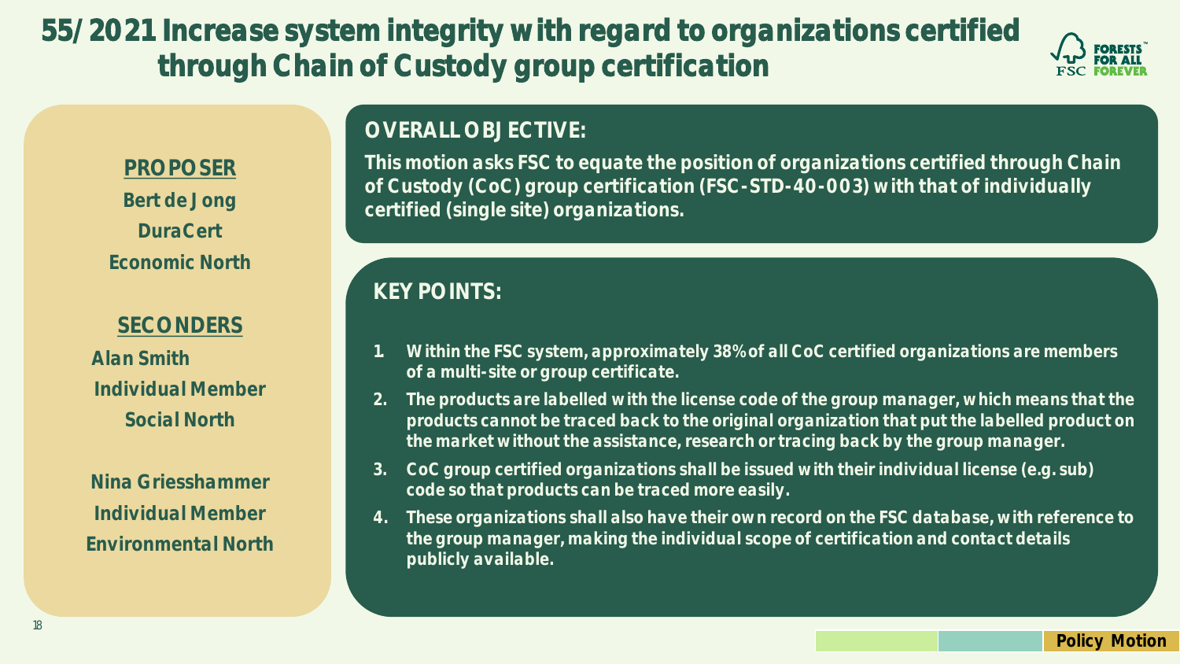# 55/2021 Increase system integrity with regard to organizations certified through Chain of Custody group certification

**PROPOSER**

Bert de Jong
DuraCert
Economic North

**SECONDERS**

Alan Smith
Individual Member
Social North

Nina Griesshammer
Individual Member
Environmental North

## OVERALL OBJECTIVE:

This motion asks FSC to equate the position of organizations certified through Chain of Custody (CoC) group certification (FSC-STD-40-003) with that of individually certified (single site) organizations.

## KEY POINTS:

1. Within the FSC system, approximately 38% of all CoC certified organizations are members of a multi-site or group certificate.
2. The products are labelled with the license code of the group manager, which means that the products cannot be traced back to the original organization that put the labelled product on the market without the assistance, research or tracing back by the group manager.
3. CoC group certified organizations shall be issued with their individual license (e.g. sub) code so that products can be traced more easily.
4. These organizations shall also have their own record on the FSC database, with reference to the group manager, making the individual scope of certification and contact details publicly available.

Policy Motion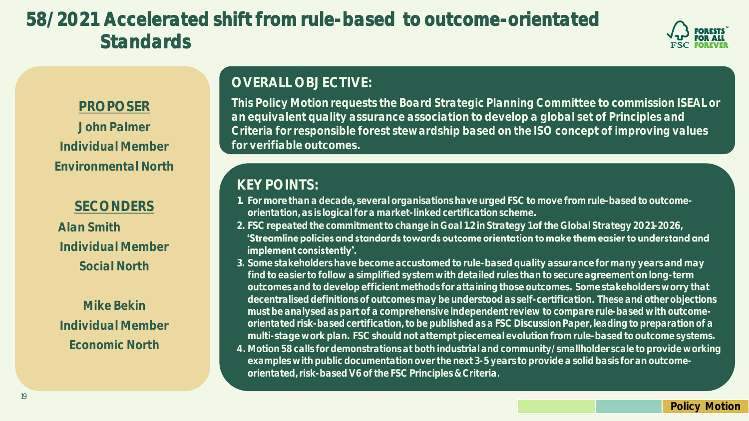# 58/2021 Accelerated shift from rule-based to outcome-orientated Standards

**PROPOSER**

John Palmer
Individual Member
Environmental North

**SECONDERS**

Alan Smith
Individual Member
Social North

Mike Bekin
Individual Member
Economic North

## OVERALL OBJECTIVE:

This Policy Motion requests the Board Strategic Planning Committee to commission ISEAL or an equivalent quality assurance association to develop a global set of Principles and Criteria for responsible forest stewardship based on the ISO concept of improving values for verifiable outcomes.

## KEY POINTS:

1. For more than a decade, several organisations have urged FSC to move from rule-based to outcome-orientation, as is logical for a market-linked certification scheme.
2. FSC repeated the commitment to change in Goal 1.2 in Strategy 1 of the Global Strategy 2021-2026, 'Streamline policies and standards towards outcome orientation to make them easier to understand and implement consistently'.
3. Some stakeholders have become accustomed to rule-based quality assurance for many years and may find to easier to follow a simplified system with detailed rules than to secure agreement on long-term outcomes and to develop efficient methods for attaining those outcomes. Some stakeholders worry that decentralised definitions of outcomes may be understood as self-certification. These and other objections must be analysed as part of a comprehensive independent review to compare rule-based with outcome-orientated risk-based certification, to be published as a FSC Discussion Paper, leading to preparation of a multi-stage work plan. FSC should not attempt piecemeal evolution from rule-based to outcome systems.
4. Motion 58 calls for demonstrations at both industrial and community/smallholder scale to provide working examples with public documentation over the next 3-5 years to provide a solid basis for an outcome-orientated, risk-based V6 of the FSC Principles & Criteria.

Policy Motion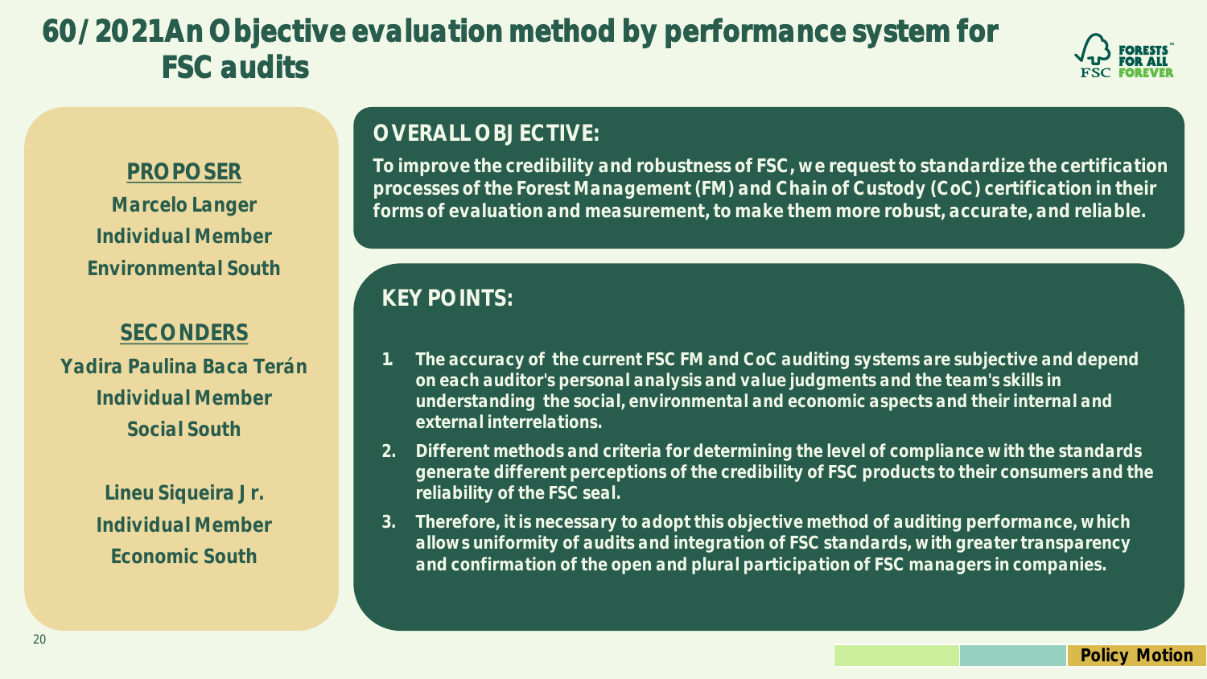# 60/2021An Objective evaluation method by performance system for FSC audits

**PROPOSER**

**Marcelo Langer**
**Individual Member**
**Environmental South**

**SECONDERS**

**Yadira Paulina Baca Terán**
**Individual Member**
**Social South**

**Lineu Siqueira Jr.**
**Individual Member**
**Economic South**

## OVERALL OBJECTIVE:

**To improve the credibility and robustness of FSC, we request to standardize the certification processes of the Forest Management (FM) and Chain of Custody (CoC) certification in their forms of evaluation and measurement, to make them more robust, accurate, and reliable.**

## KEY POINTS:

1. **The accuracy of the current FSC FM and CoC auditing systems are subjective and depend on each auditor's personal analysis and value judgments and the team's skills in understanding the social, environmental and economic aspects and their internal and external interrelations.**
2. **Different methods and criteria for determining the level of compliance with the standards generate different perceptions of the credibility of FSC products to their consumers and the reliability of the FSC seal.**
3. **Therefore, it is necessary to adopt this objective method of auditing performance, which allows uniformity of audits and integration of FSC standards, with greater transparency and confirmation of the open and plural participation of FSC managers in companies.**

Policy Motion